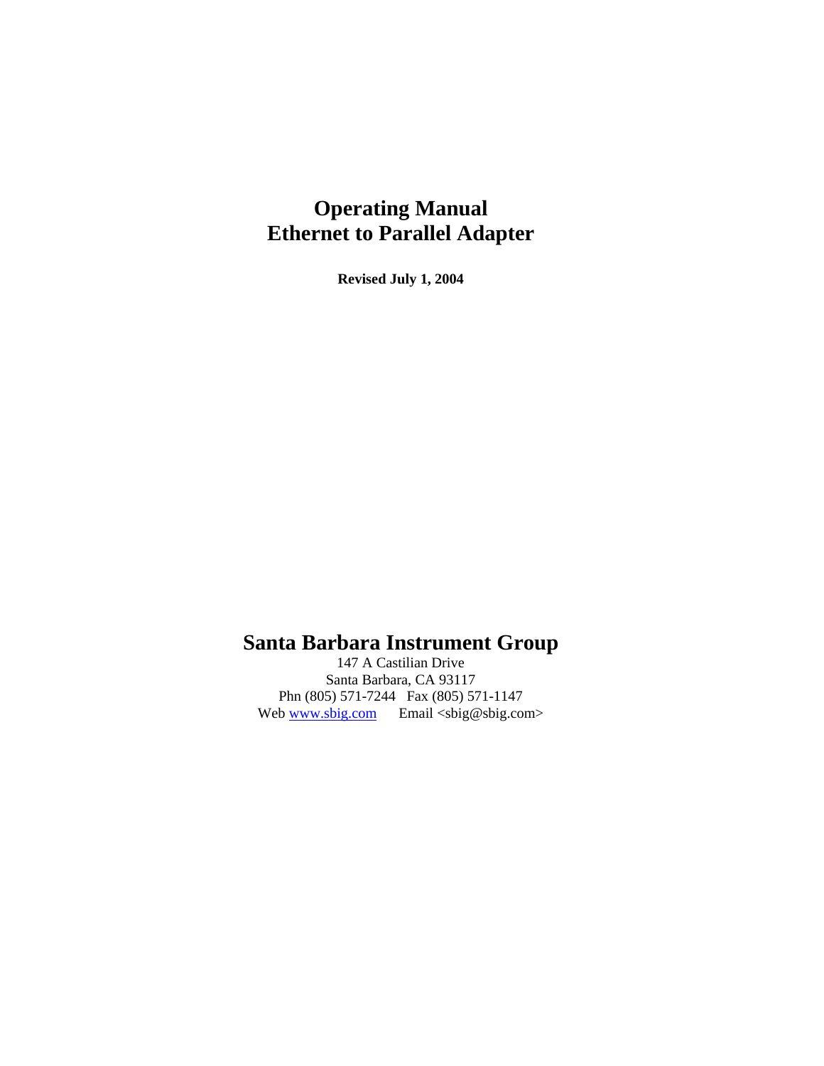# Operating Manual
# Ethernet to Parallel Adapter

**Revised July 1, 2004**

## Santa Barbara Instrument Group

147 A Castilian Drive
Santa Barbara, CA 93117
Phn (805) 571-7244 Fax (805) 571-1147
Web [www.sbig.com](http://www.sbig.com) Email <sbig@sbig.com>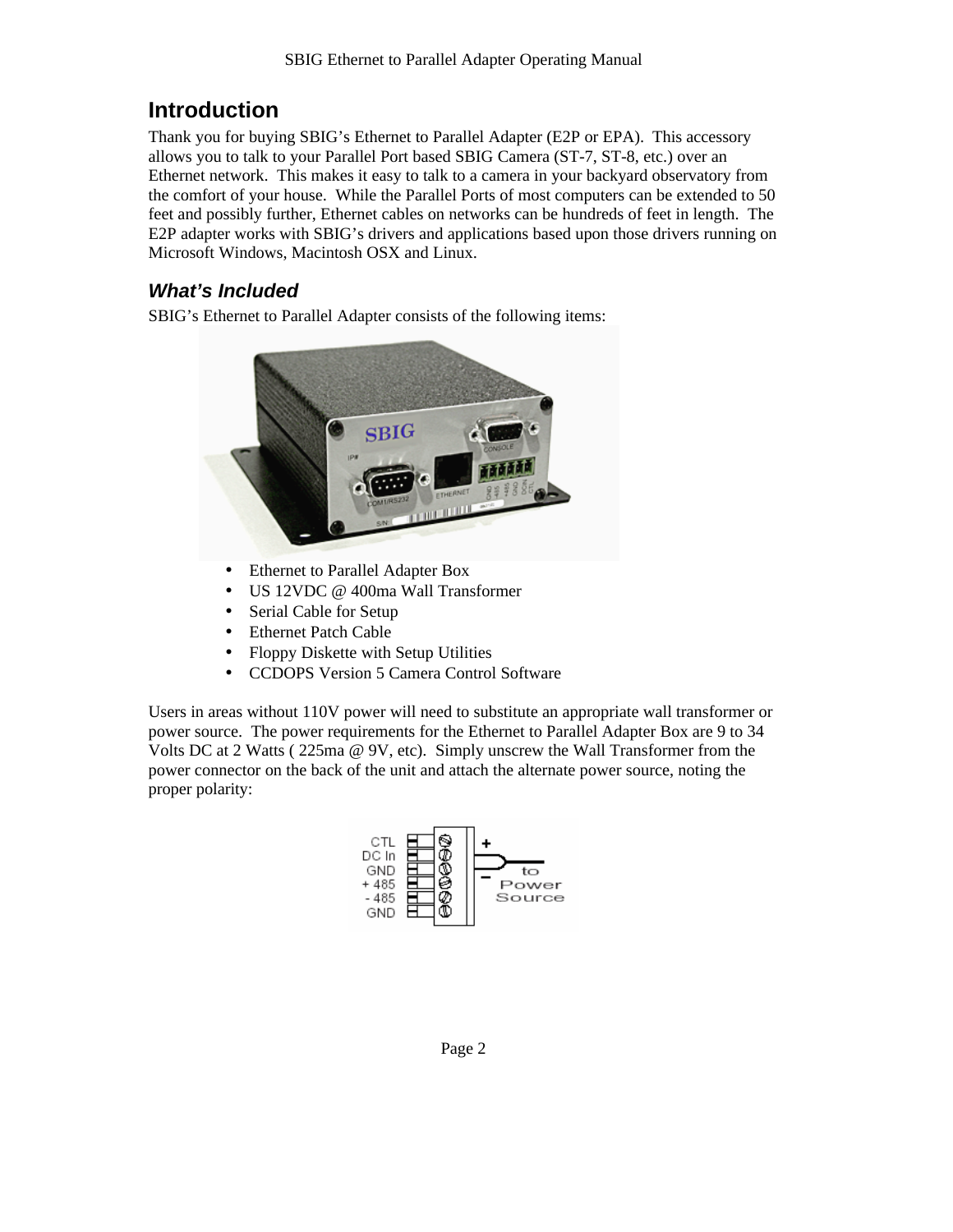# Introduction

Thank you for buying SBIG's Ethernet to Parallel Adapter (E2P or EPA). This accessory allows you to talk to your Parallel Port based SBIG Camera (ST-7, ST-8, etc.) over an Ethernet network. This makes it easy to talk to a camera in your backyard observatory from the comfort of your house. While the Parallel Ports of most computers can be extended to 50 feet and possibly further, Ethernet cables on networks can be hundreds of feet in length. The E2P adapter works with SBIG's drivers and applications based upon those drivers running on Microsoft Windows, Macintosh OSX and Linux.

## *What's Included*

SBIG's Ethernet to Parallel Adapter consists of the following items:

- Ethernet to Parallel Adapter Box
- US 12VDC @ 400ma Wall Transformer
- Serial Cable for Setup
- Ethernet Patch Cable
- Floppy Diskette with Setup Utilities
- CCDOPS Version 5 Camera Control Software

Users in areas without 110V power will need to substitute an appropriate wall transformer or power source. The power requirements for the Ethernet to Parallel Adapter Box are 9 to 34 Volts DC at 2 Watts ( 225ma @ 9V, etc). Simply unscrew the Wall Transformer from the power connector on the back of the unit and attach the alternate power source, noting the proper polarity: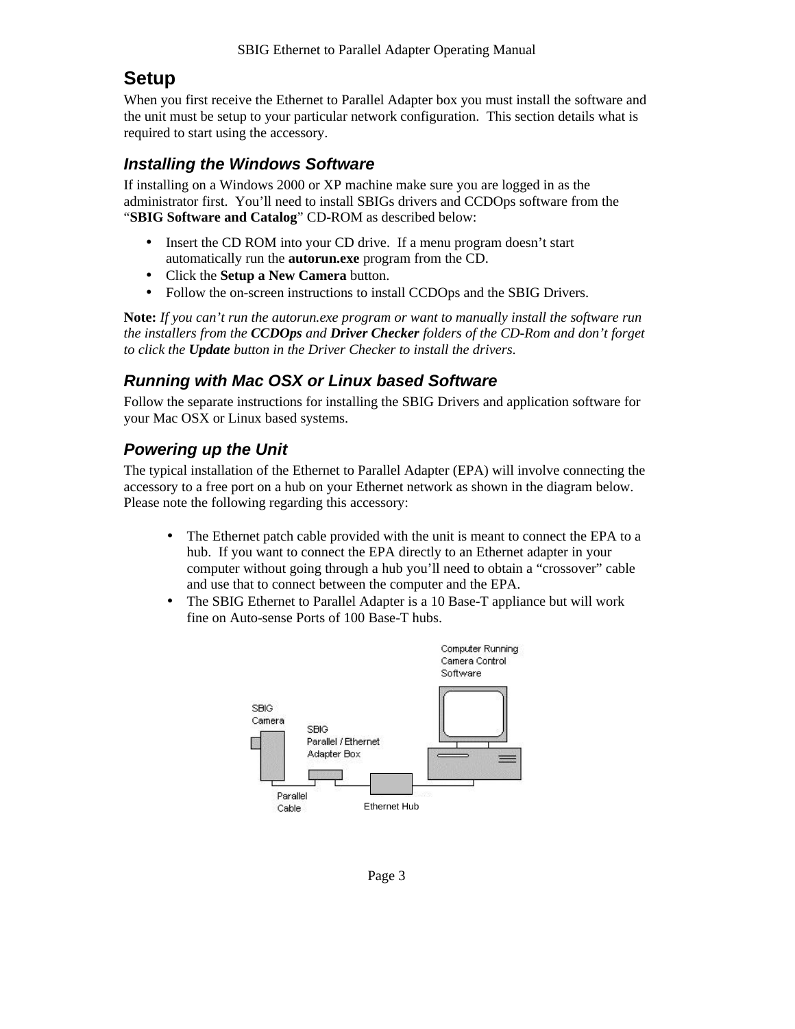# Setup

When you first receive the Ethernet to Parallel Adapter box you must install the software and the unit must be setup to your particular network configuration. This section details what is required to start using the accessory.

## Installing the Windows Software

If installing on a Windows 2000 or XP machine make sure you are logged in as the administrator first. You'll need to install SBIGs drivers and CCDOps software from the "**SBIG Software and Catalog**" CD-ROM as described below:

- Insert the CD ROM into your CD drive. If a menu program doesn't start automatically run the **autorun.exe** program from the CD.
- Click the **Setup a New Camera** button.
- Follow the on-screen instructions to install CCDOps and the SBIG Drivers.

**Note:** *If you can't run the autorun.exe program or want to manually install the software run the installers from the* ***CCDOps*** *and* ***Driver Checker*** *folders of the CD-Rom and don't forget to click the* ***Update*** *button in the Driver Checker to install the drivers.*

## Running with Mac OSX or Linux based Software

Follow the separate instructions for installing the SBIG Drivers and application software for your Mac OSX or Linux based systems.

## Powering up the Unit

The typical installation of the Ethernet to Parallel Adapter (EPA) will involve connecting the accessory to a free port on a hub on your Ethernet network as shown in the diagram below. Please note the following regarding this accessory:

- The Ethernet patch cable provided with the unit is meant to connect the EPA to a hub. If you want to connect the EPA directly to an Ethernet adapter in your computer without going through a hub you'll need to obtain a "crossover" cable and use that to connect between the computer and the EPA.
- The SBIG Ethernet to Parallel Adapter is a 10 Base-T appliance but will work fine on Auto-sense Ports of 100 Base-T hubs.

SBIG Camera — Parallel Cable — SBIG Parallel / Ethernet Adapter Box — Ethernet Hub — Computer Running Camera Control Software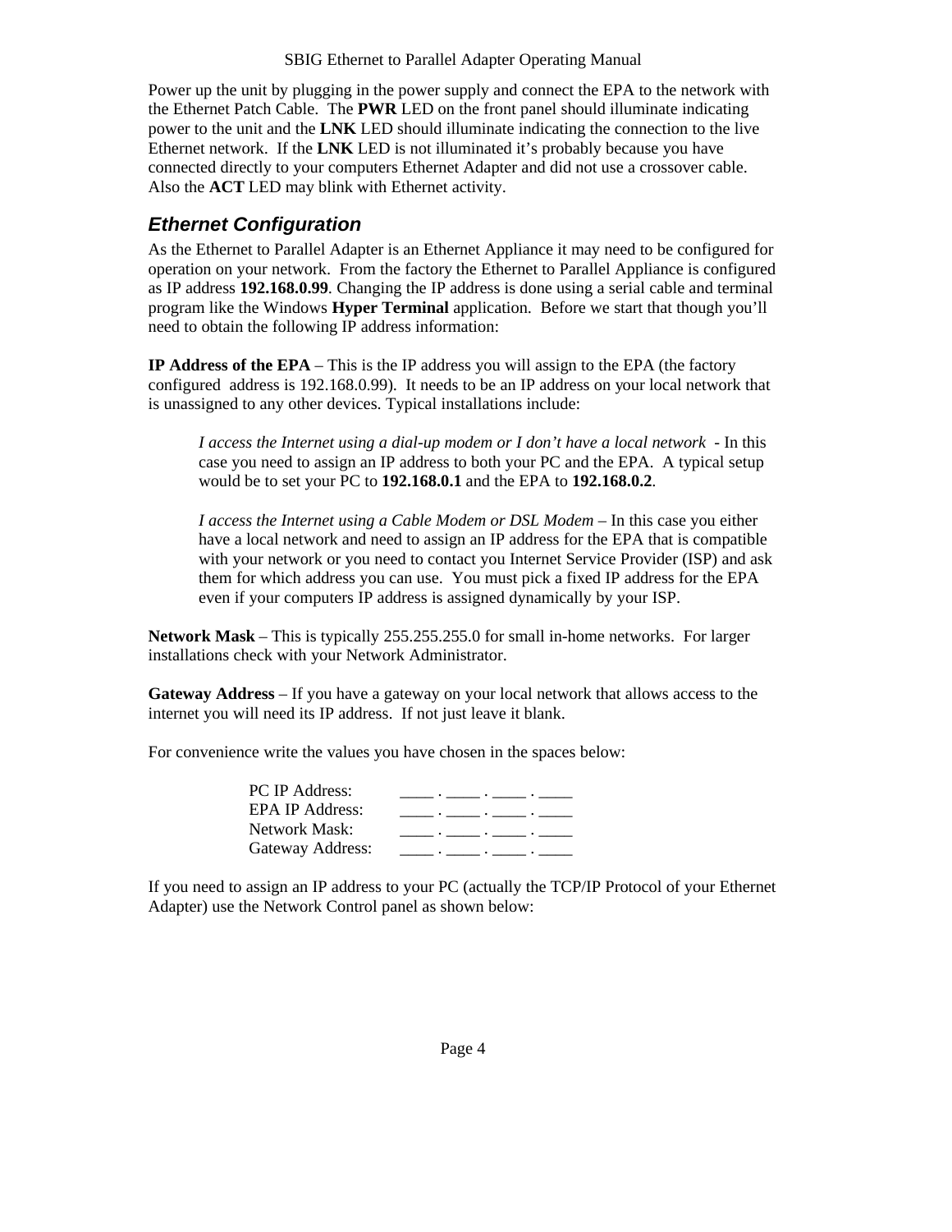Power up the unit by plugging in the power supply and connect the EPA to the network with the Ethernet Patch Cable. The **PWR** LED on the front panel should illuminate indicating power to the unit and the **LNK** LED should illuminate indicating the connection to the live Ethernet network. If the **LNK** LED is not illuminated it's probably because you have connected directly to your computers Ethernet Adapter and did not use a crossover cable. Also the **ACT** LED may blink with Ethernet activity.

## *Ethernet Configuration*

As the Ethernet to Parallel Adapter is an Ethernet Appliance it may need to be configured for operation on your network. From the factory the Ethernet to Parallel Appliance is configured as IP address **192.168.0.99**. Changing the IP address is done using a serial cable and terminal program like the Windows **Hyper Terminal** application. Before we start that though you'll need to obtain the following IP address information:

**IP Address of the EPA** – This is the IP address you will assign to the EPA (the factory configured address is 192.168.0.99). It needs to be an IP address on your local network that is unassigned to any other devices. Typical installations include:

> *I access the Internet using a dial-up modem or I don't have a local network* - In this case you need to assign an IP address to both your PC and the EPA. A typical setup would be to set your PC to **192.168.0.1** and the EPA to **192.168.0.2**.
>
> *I access the Internet using a Cable Modem or DSL Modem* – In this case you either have a local network and need to assign an IP address for the EPA that is compatible with your network or you need to contact you Internet Service Provider (ISP) and ask them for which address you can use. You must pick a fixed IP address for the EPA even if your computers IP address is assigned dynamically by your ISP.

**Network Mask** – This is typically 255.255.255.0 for small in-home networks. For larger installations check with your Network Administrator.

**Gateway Address** – If you have a gateway on your local network that allows access to the internet you will need its IP address. If not just leave it blank.

For convenience write the values you have chosen in the spaces below:

| | |
|---|---|
| PC IP Address: | ____ . ____ . ____ . ____ |
| EPA IP Address: | ____ . ____ . ____ . ____ |
| Network Mask: | ____ . ____ . ____ . ____ |
| Gateway Address: | ____ . ____ . ____ . ____ |

If you need to assign an IP address to your PC (actually the TCP/IP Protocol of your Ethernet Adapter) use the Network Control panel as shown below: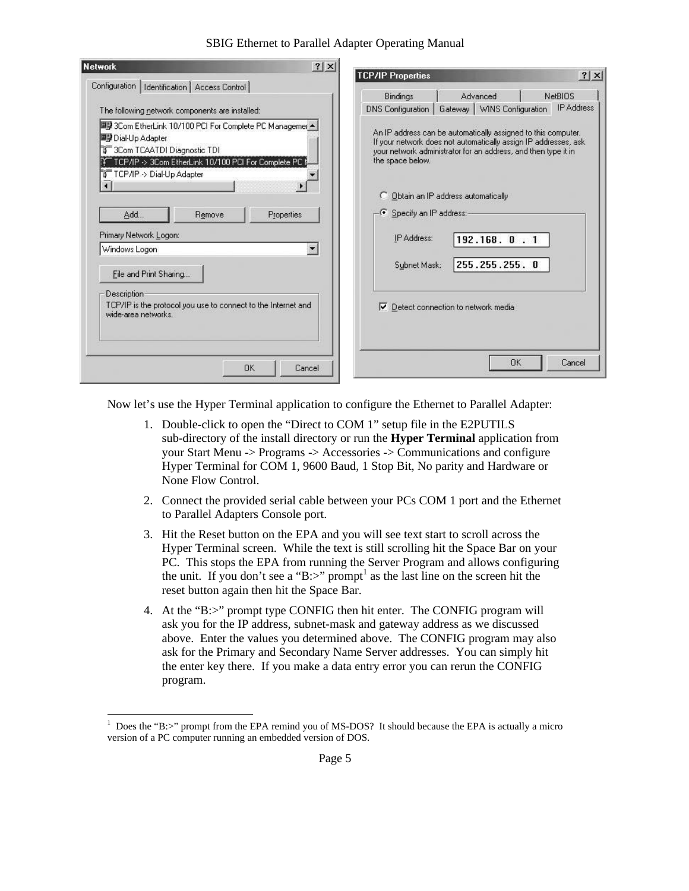Now let's use the Hyper Terminal application to configure the Ethernet to Parallel Adapter:

1. Double-click to open the "Direct to COM 1" setup file in the E2PUTILS sub-directory of the install directory or run the **Hyper Terminal** application from your Start Menu -> Programs -> Accessories -> Communications and configure Hyper Terminal for COM 1, 9600 Baud, 1 Stop Bit, No parity and Hardware or None Flow Control.
2. Connect the provided serial cable between your PCs COM 1 port and the Ethernet to Parallel Adapters Console port.
3. Hit the Reset button on the EPA and you will see text start to scroll across the Hyper Terminal screen. While the text is still scrolling hit the Space Bar on your PC. This stops the EPA from running the Server Program and allows configuring the unit. If you don't see a "B:>" prompt[1] as the last line on the screen hit the reset button again then hit the Space Bar.
4. At the "B:>" prompt type CONFIG then hit enter. The CONFIG program will ask you for the IP address, subnet-mask and gateway address as we discussed above. Enter the values you determined above. The CONFIG program may also ask for the Primary and Secondary Name Server addresses. You can simply hit the enter key there. If you make a data entry error you can rerun the CONFIG program.

---

[1] Does the "B:>" prompt from the EPA remind you of MS-DOS? It should because the EPA is actually a micro version of a PC computer running an embedded version of DOS.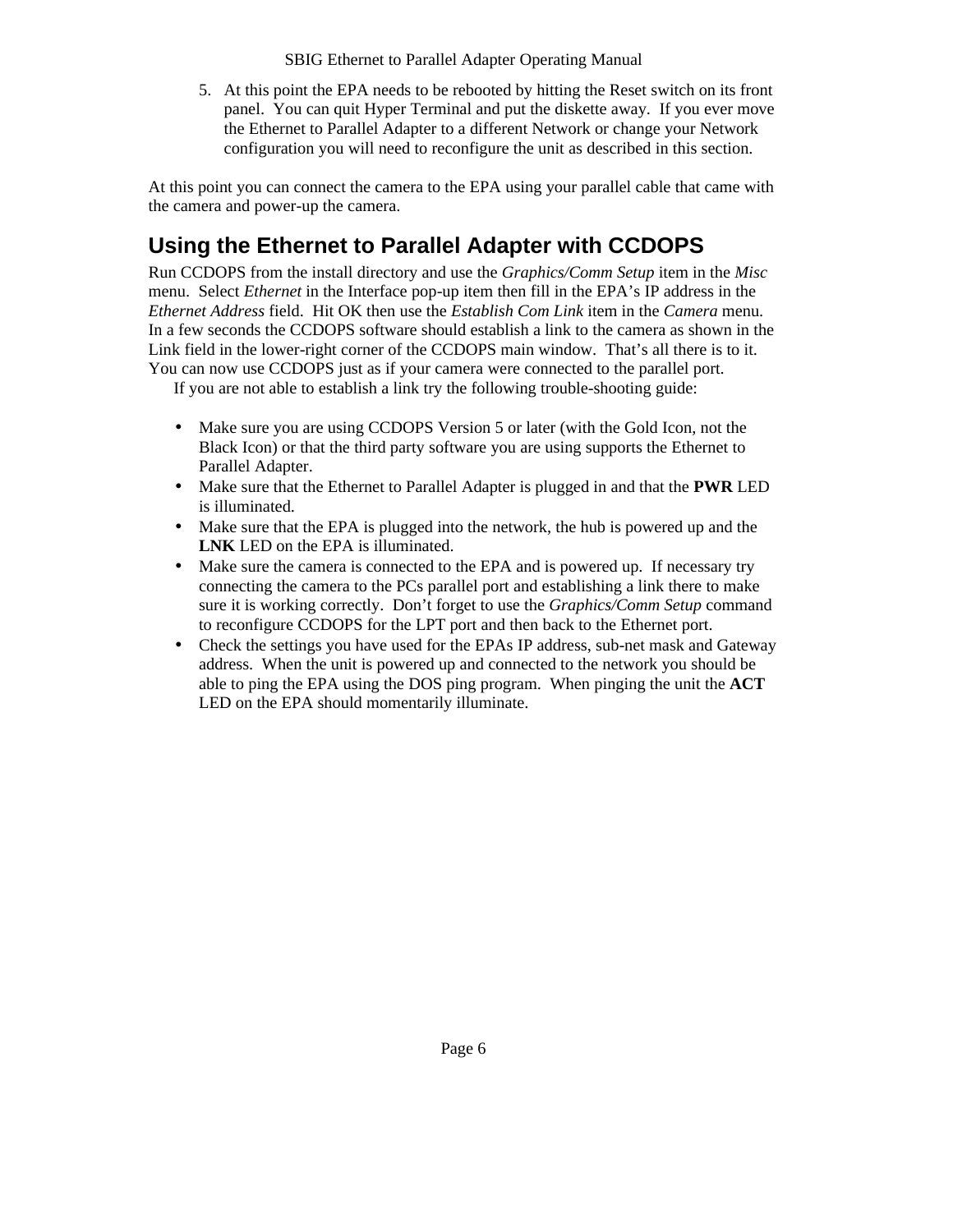5. At this point the EPA needs to be rebooted by hitting the Reset switch on its front panel. You can quit Hyper Terminal and put the diskette away. If you ever move the Ethernet to Parallel Adapter to a different Network or change your Network configuration you will need to reconfigure the unit as described in this section.

At this point you can connect the camera to the EPA using your parallel cable that came with the camera and power-up the camera.

## Using the Ethernet to Parallel Adapter with CCDOPS

Run CCDOPS from the install directory and use the *Graphics/Comm Setup* item in the *Misc* menu. Select *Ethernet* in the Interface pop-up item then fill in the EPA's IP address in the *Ethernet Address* field. Hit OK then use the *Establish Com Link* item in the *Camera* menu. In a few seconds the CCDOPS software should establish a link to the camera as shown in the Link field in the lower-right corner of the CCDOPS main window. That's all there is to it. You can now use CCDOPS just as if your camera were connected to the parallel port.

If you are not able to establish a link try the following trouble-shooting guide:

- Make sure you are using CCDOPS Version 5 or later (with the Gold Icon, not the Black Icon) or that the third party software you are using supports the Ethernet to Parallel Adapter.
- Make sure that the Ethernet to Parallel Adapter is plugged in and that the **PWR** LED is illuminated.
- Make sure that the EPA is plugged into the network, the hub is powered up and the **LNK** LED on the EPA is illuminated.
- Make sure the camera is connected to the EPA and is powered up. If necessary try connecting the camera to the PCs parallel port and establishing a link there to make sure it is working correctly. Don't forget to use the *Graphics/Comm Setup* command to reconfigure CCDOPS for the LPT port and then back to the Ethernet port.
- Check the settings you have used for the EPAs IP address, sub-net mask and Gateway address. When the unit is powered up and connected to the network you should be able to ping the EPA using the DOS ping program. When pinging the unit the **ACT** LED on the EPA should momentarily illuminate.